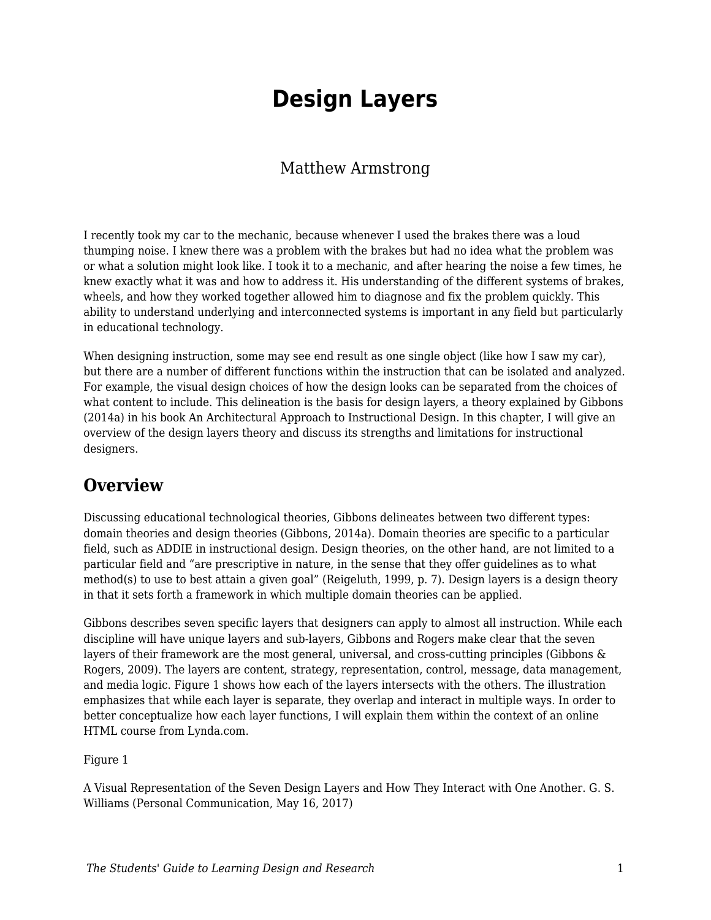# Design Layers

Matthew Armstrong

I recently took my car to the mechanic, because whenever I used the brakes there was a loud thumping noise. I knew there was a problem with the brakes but had no idea what the problem was or what a solution might look like. I took it to a mechanic, and after hearing the noise a few times, he knew exactly what it was and how to address it. His understanding of the different systems of brakes, wheels, and how they worked together allowed him to diagnose and fix the problem quickly. This ability to understand underlying and interconnected systems is important in any field but particularly in educational technology.

When designing instruction, some may see end result as one single object (like how I saw my car), but there are a number of different functions within the instruction that can be isolated and analyzed. For example, the visual design choices of how the design looks can be separated from the choices of what content to include. This delineation is the basis for design layers, a theory explained by Gibbons (2014a) in his book An Architectural Approach to Instructional Design. In this chapter, I will give an overview of the design layers theory and discuss its strengths and limitations for instructional designers.

## Overview

Discussing educational technological theories, Gibbons delineates between two different types: domain theories and design theories (Gibbons, 2014a). Domain theories are specific to a particular field, such as ADDIE in instructional design. Design theories, on the other hand, are not limited to a particular field and “are prescriptive in nature, in the sense that they offer guidelines as to what method(s) to use to best attain a given goal” (Reigeluth, 1999, p. 7). Design layers is a design theory in that it sets forth a framework in which multiple domain theories can be applied.

Gibbons describes seven specific layers that designers can apply to almost all instruction. While each discipline will have unique layers and sub-layers, Gibbons and Rogers make clear that the seven layers of their framework are the most general, universal, and cross-cutting principles (Gibbons & Rogers, 2009). The layers are content, strategy, representation, control, message, data management, and media logic. Figure 1 shows how each of the layers intersects with the others. The illustration emphasizes that while each layer is separate, they overlap and interact in multiple ways. In order to better conceptualize how each layer functions, I will explain them within the context of an online HTML course from Lynda.com.

Figure 1

A Visual Representation of the Seven Design Layers and How They Interact with One Another. G. S. Williams (Personal Communication, May 16, 2017)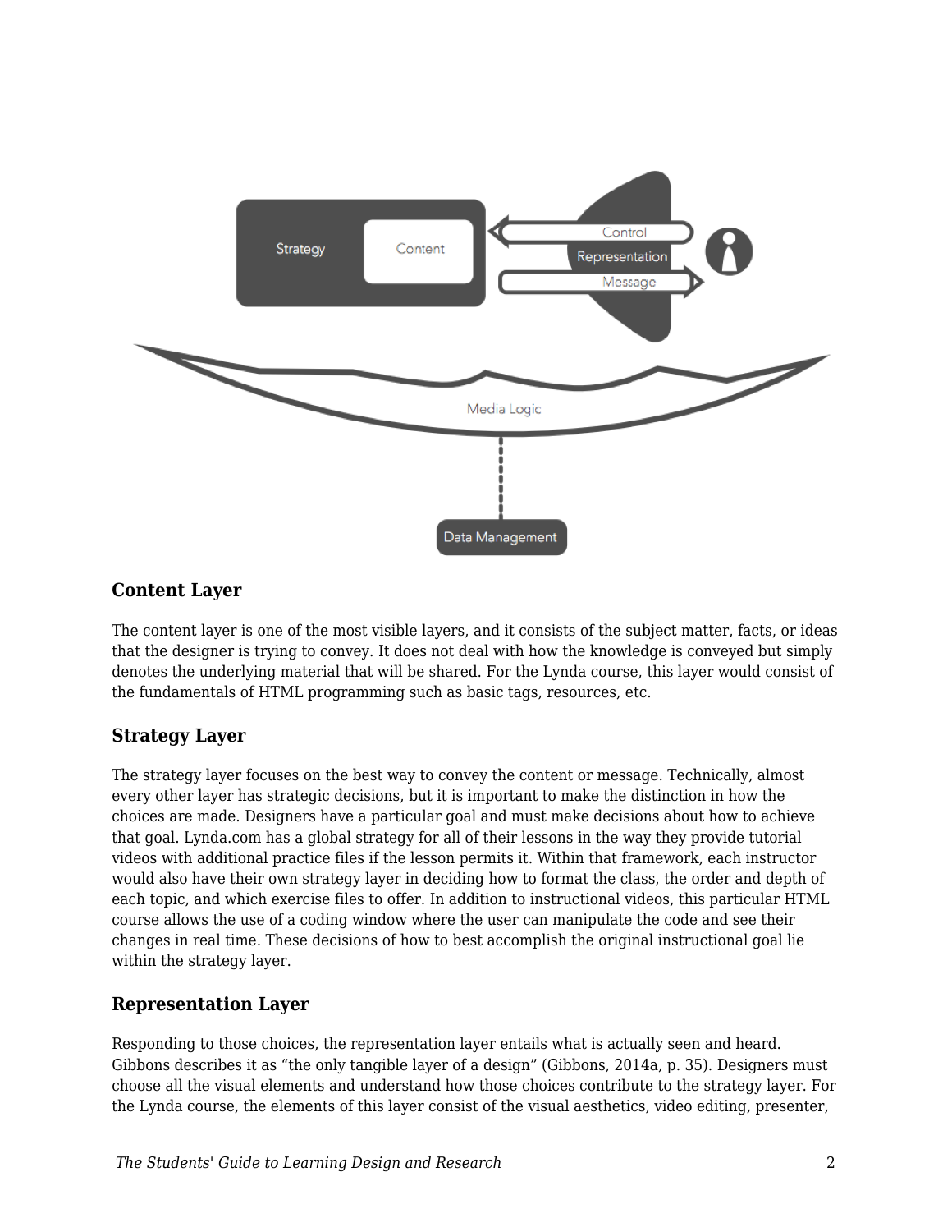### Content Layer

The content layer is one of the most visible layers, and it consists of the subject matter, facts, or ideas that the designer is trying to convey. It does not deal with how the knowledge is conveyed but simply denotes the underlying material that will be shared. For the Lynda course, this layer would consist of the fundamentals of HTML programming such as basic tags, resources, etc.

### Strategy Layer

The strategy layer focuses on the best way to convey the content or message. Technically, almost every other layer has strategic decisions, but it is important to make the distinction in how the choices are made. Designers have a particular goal and must make decisions about how to achieve that goal. Lynda.com has a global strategy for all of their lessons in the way they provide tutorial videos with additional practice files if the lesson permits it. Within that framework, each instructor would also have their own strategy layer in deciding how to format the class, the order and depth of each topic, and which exercise files to offer. In addition to instructional videos, this particular HTML course allows the use of a coding window where the user can manipulate the code and see their changes in real time. These decisions of how to best accomplish the original instructional goal lie within the strategy layer.

### Representation Layer

Responding to those choices, the representation layer entails what is actually seen and heard. Gibbons describes it as "the only tangible layer of a design" (Gibbons, 2014a, p. 35). Designers must choose all the visual elements and understand how those choices contribute to the strategy layer. For the Lynda course, the elements of this layer consist of the visual aesthetics, video editing, presenter,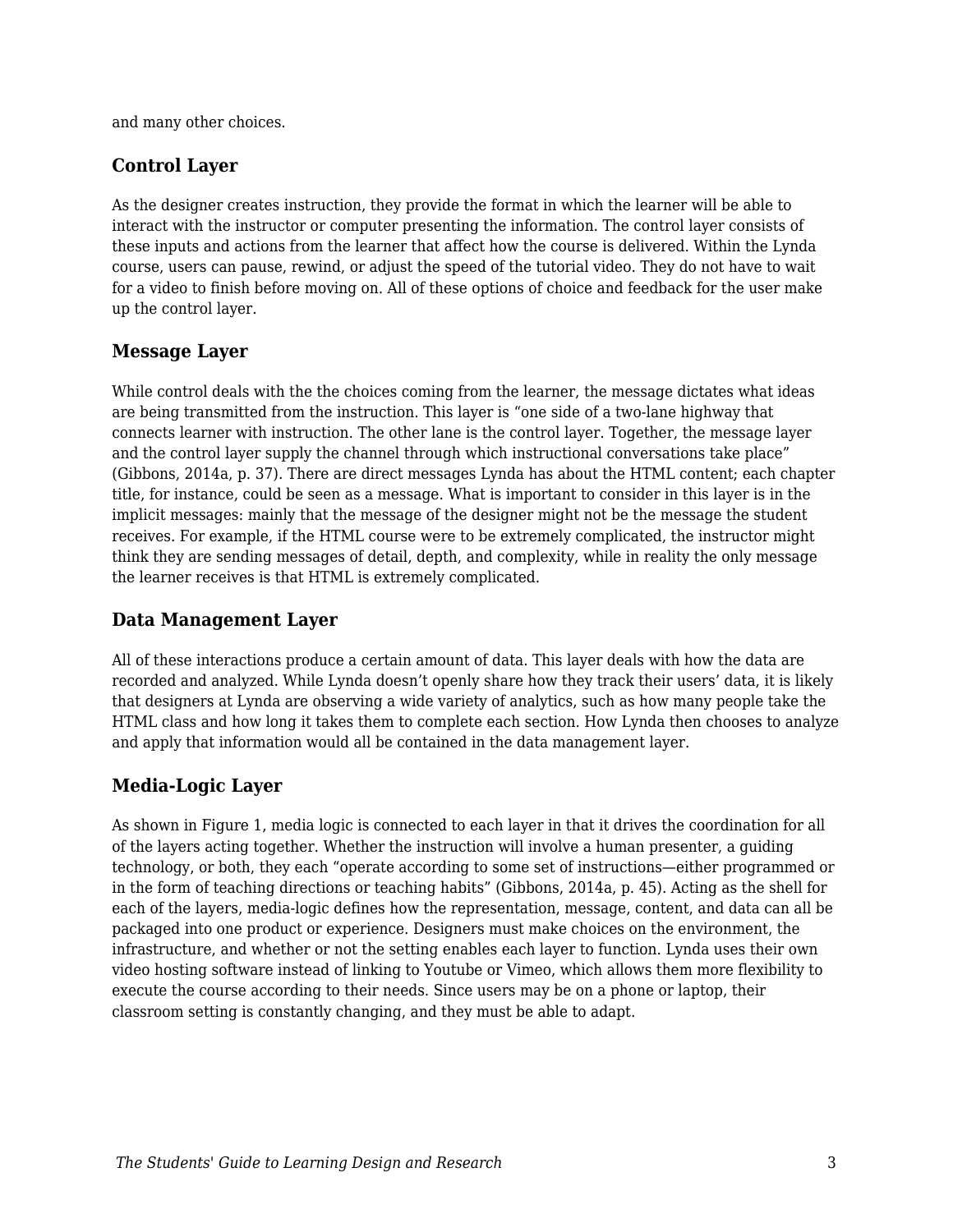and many other choices.

### Control Layer

As the designer creates instruction, they provide the format in which the learner will be able to interact with the instructor or computer presenting the information. The control layer consists of these inputs and actions from the learner that affect how the course is delivered. Within the Lynda course, users can pause, rewind, or adjust the speed of the tutorial video. They do not have to wait for a video to finish before moving on. All of these options of choice and feedback for the user make up the control layer.

### Message Layer

While control deals with the the choices coming from the learner, the message dictates what ideas are being transmitted from the instruction. This layer is “one side of a two-lane highway that connects learner with instruction. The other lane is the control layer. Together, the message layer and the control layer supply the channel through which instructional conversations take place” (Gibbons, 2014a, p. 37). There are direct messages Lynda has about the HTML content; each chapter title, for instance, could be seen as a message. What is important to consider in this layer is in the implicit messages: mainly that the message of the designer might not be the message the student receives. For example, if the HTML course were to be extremely complicated, the instructor might think they are sending messages of detail, depth, and complexity, while in reality the only message the learner receives is that HTML is extremely complicated.

### Data Management Layer

All of these interactions produce a certain amount of data. This layer deals with how the data are recorded and analyzed. While Lynda doesn’t openly share how they track their users’ data, it is likely that designers at Lynda are observing a wide variety of analytics, such as how many people take the HTML class and how long it takes them to complete each section. How Lynda then chooses to analyze and apply that information would all be contained in the data management layer.

### Media-Logic Layer

As shown in Figure 1, media logic is connected to each layer in that it drives the coordination for all of the layers acting together. Whether the instruction will involve a human presenter, a guiding technology, or both, they each “operate according to some set of instructions—either programmed or in the form of teaching directions or teaching habits” (Gibbons, 2014a, p. 45). Acting as the shell for each of the layers, media-logic defines how the representation, message, content, and data can all be packaged into one product or experience. Designers must make choices on the environment, the infrastructure, and whether or not the setting enables each layer to function. Lynda uses their own video hosting software instead of linking to Youtube or Vimeo, which allows them more flexibility to execute the course according to their needs. Since users may be on a phone or laptop, their classroom setting is constantly changing, and they must be able to adapt.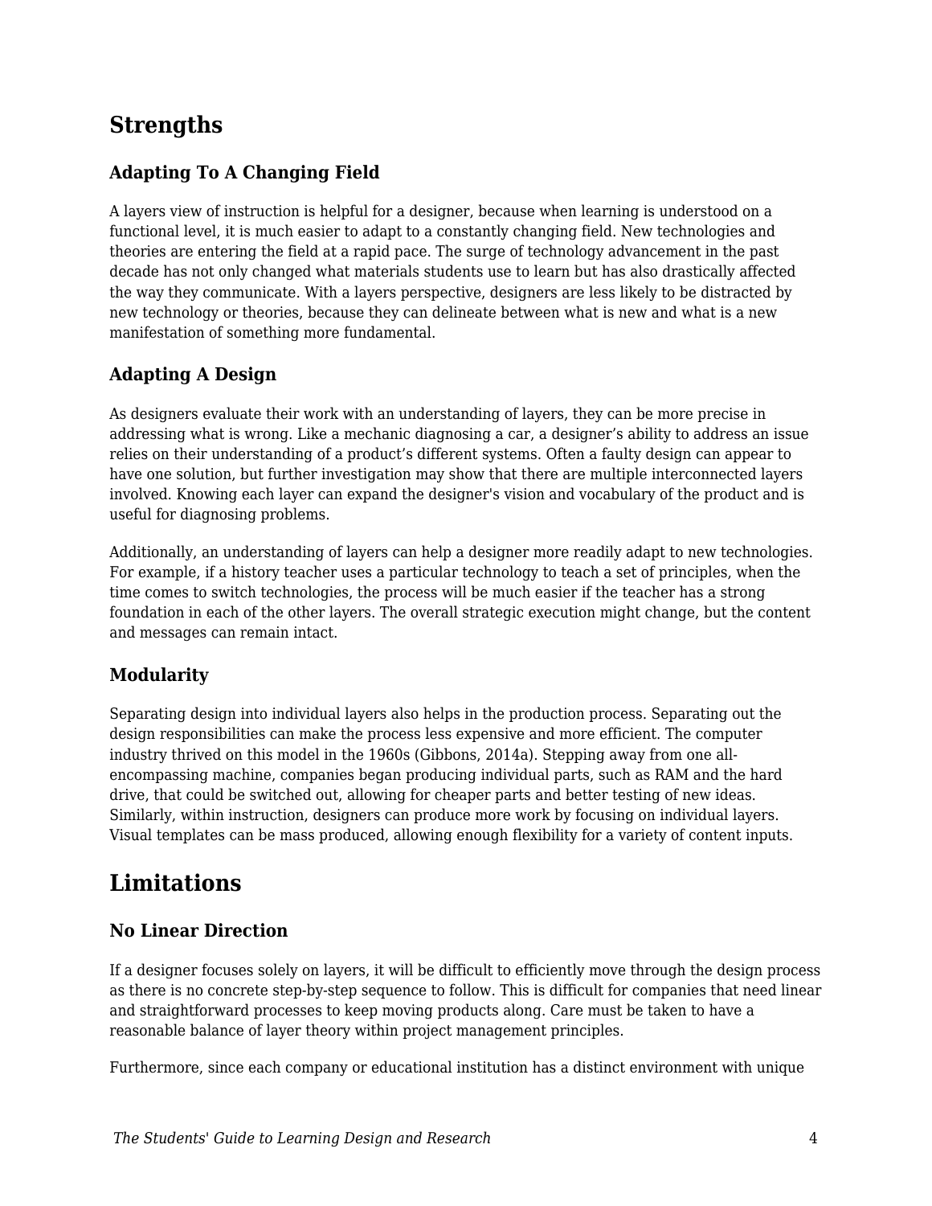## Strengths

### Adapting To A Changing Field

A layers view of instruction is helpful for a designer, because when learning is understood on a functional level, it is much easier to adapt to a constantly changing field. New technologies and theories are entering the field at a rapid pace. The surge of technology advancement in the past decade has not only changed what materials students use to learn but has also drastically affected the way they communicate. With a layers perspective, designers are less likely to be distracted by new technology or theories, because they can delineate between what is new and what is a new manifestation of something more fundamental.

### Adapting A Design

As designers evaluate their work with an understanding of layers, they can be more precise in addressing what is wrong. Like a mechanic diagnosing a car, a designer's ability to address an issue relies on their understanding of a product's different systems. Often a faulty design can appear to have one solution, but further investigation may show that there are multiple interconnected layers involved. Knowing each layer can expand the designer's vision and vocabulary of the product and is useful for diagnosing problems.

Additionally, an understanding of layers can help a designer more readily adapt to new technologies. For example, if a history teacher uses a particular technology to teach a set of principles, when the time comes to switch technologies, the process will be much easier if the teacher has a strong foundation in each of the other layers. The overall strategic execution might change, but the content and messages can remain intact.

### Modularity

Separating design into individual layers also helps in the production process. Separating out the design responsibilities can make the process less expensive and more efficient. The computer industry thrived on this model in the 1960s (Gibbons, 2014a). Stepping away from one all-encompassing machine, companies began producing individual parts, such as RAM and the hard drive, that could be switched out, allowing for cheaper parts and better testing of new ideas. Similarly, within instruction, designers can produce more work by focusing on individual layers. Visual templates can be mass produced, allowing enough flexibility for a variety of content inputs.

## Limitations

### No Linear Direction

If a designer focuses solely on layers, it will be difficult to efficiently move through the design process as there is no concrete step-by-step sequence to follow. This is difficult for companies that need linear and straightforward processes to keep moving products along. Care must be taken to have a reasonable balance of layer theory within project management principles.

Furthermore, since each company or educational institution has a distinct environment with unique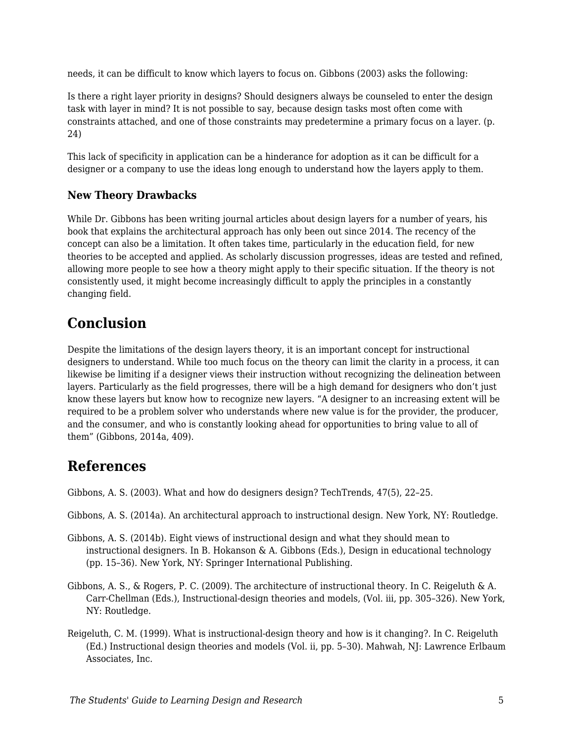needs, it can be difficult to know which layers to focus on. Gibbons (2003) asks the following:

> Is there a right layer priority in designs? Should designers always be counseled to enter the design task with layer in mind? It is not possible to say, because design tasks most often come with constraints attached, and one of those constraints may predetermine a primary focus on a layer. (p. 24)

This lack of specificity in application can be a hinderance for adoption as it can be difficult for a designer or a company to use the ideas long enough to understand how the layers apply to them.

### New Theory Drawbacks

While Dr. Gibbons has been writing journal articles about design layers for a number of years, his book that explains the architectural approach has only been out since 2014. The recency of the concept can also be a limitation. It often takes time, particularly in the education field, for new theories to be accepted and applied. As scholarly discussion progresses, ideas are tested and refined, allowing more people to see how a theory might apply to their specific situation. If the theory is not consistently used, it might become increasingly difficult to apply the principles in a constantly changing field.

## Conclusion

Despite the limitations of the design layers theory, it is an important concept for instructional designers to understand. While too much focus on the theory can limit the clarity in a process, it can likewise be limiting if a designer views their instruction without recognizing the delineation between layers. Particularly as the field progresses, there will be a high demand for designers who don't just know these layers but know how to recognize new layers. "A designer to an increasing extent will be required to be a problem solver who understands where new value is for the provider, the producer, and the consumer, and who is constantly looking ahead for opportunities to bring value to all of them" (Gibbons, 2014a, 409).

## References

Gibbons, A. S. (2003). What and how do designers design? TechTrends, 47(5), 22–25.

Gibbons, A. S. (2014a). An architectural approach to instructional design. New York, NY: Routledge.

Gibbons, A. S. (2014b). Eight views of instructional design and what they should mean to instructional designers. In B. Hokanson & A. Gibbons (Eds.), Design in educational technology (pp. 15–36). New York, NY: Springer International Publishing.

Gibbons, A. S., & Rogers, P. C. (2009). The architecture of instructional theory. In C. Reigeluth & A. Carr-Chellman (Eds.), Instructional-design theories and models, (Vol. iii, pp. 305–326). New York, NY: Routledge.

Reigeluth, C. M. (1999). What is instructional-design theory and how is it changing?. In C. Reigeluth (Ed.) Instructional design theories and models (Vol. ii, pp. 5–30). Mahwah, NJ: Lawrence Erlbaum Associates, Inc.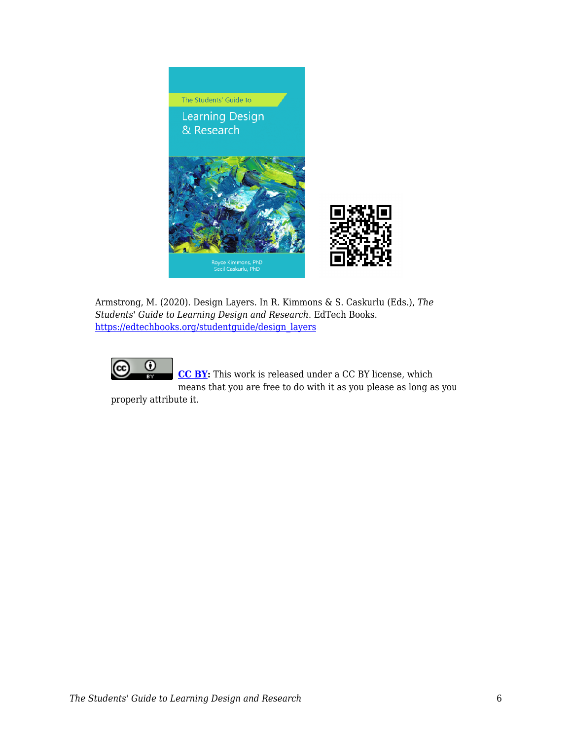Armstrong, M. (2020). Design Layers. In R. Kimmons & S. Caskurlu (Eds.), *The Students' Guide to Learning Design and Research*. EdTech Books. https://edtechbooks.org/studentguide/design_layers

**CC BY:** This work is released under a CC BY license, which means that you are free to do with it as you please as long as you properly attribute it.